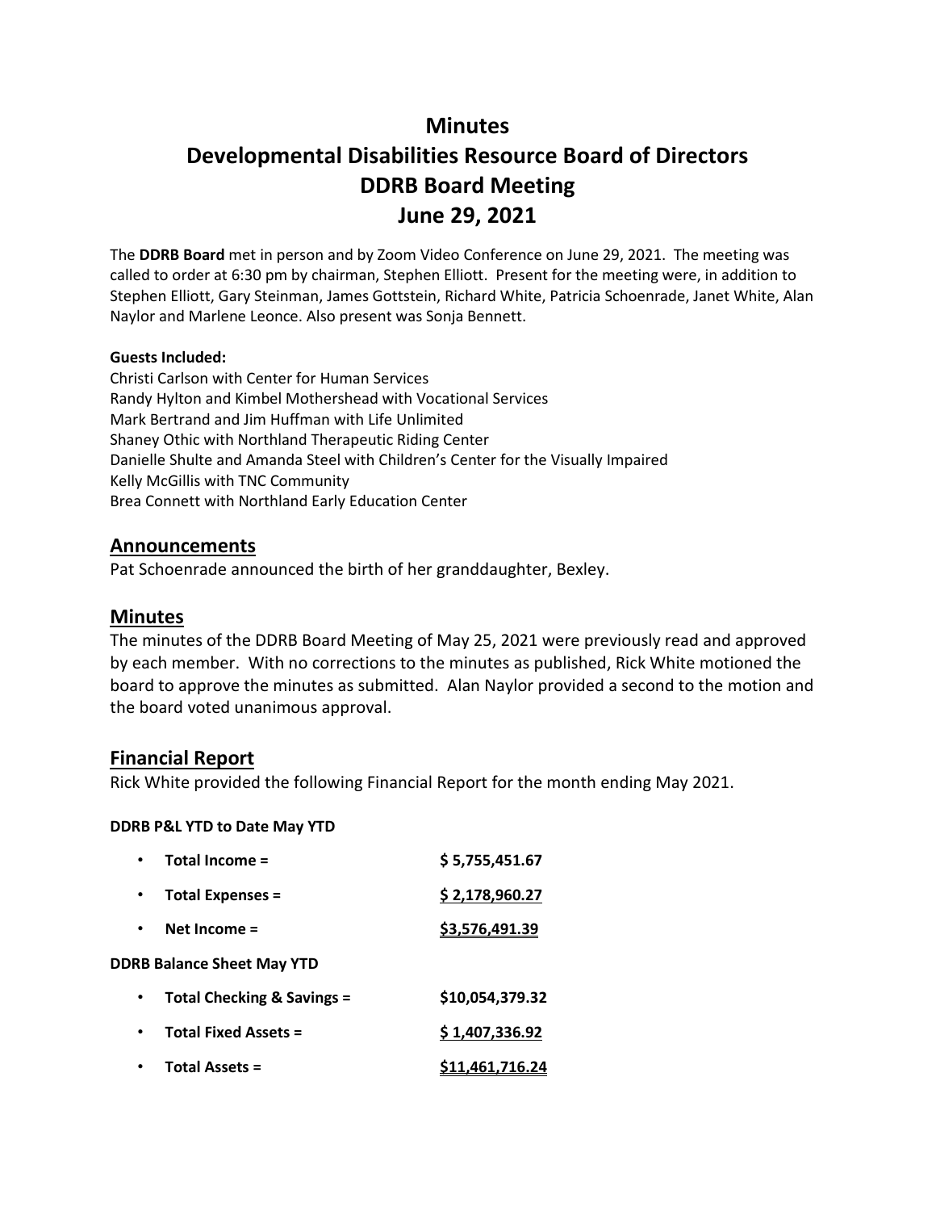# Minutes
# Developmental Disabilities Resource Board of Directors
# DDRB Board Meeting
# June 29, 2021

The **DDRB Board** met in person and by Zoom Video Conference on June 29, 2021. The meeting was called to order at 6:30 pm by chairman, Stephen Elliott. Present for the meeting were, in addition to Stephen Elliott, Gary Steinman, James Gottstein, Richard White, Patricia Schoenrade, Janet White, Alan Naylor and Marlene Leonce. Also present was Sonja Bennett.

**Guests Included:**
Christi Carlson with Center for Human Services
Randy Hylton and Kimbel Mothershead with Vocational Services
Mark Bertrand and Jim Huffman with Life Unlimited
Shaney Othic with Northland Therapeutic Riding Center
Danielle Shulte and Amanda Steel with Children's Center for the Visually Impaired
Kelly McGillis with TNC Community
Brea Connett with Northland Early Education Center

## Announcements

Pat Schoenrade announced the birth of her granddaughter, Bexley.

## Minutes

The minutes of the DDRB Board Meeting of May 25, 2021 were previously read and approved by each member. With no corrections to the minutes as published, Rick White motioned the board to approve the minutes as submitted. Alan Naylor provided a second to the motion and the board voted unanimous approval.

## Financial Report

Rick White provided the following Financial Report for the month ending May 2021.

**DDRB P&L YTD to Date May YTD**

- **Total Income =** $5,755,451.67
- **Total Expenses =** $2,178,960.27
- **Net Income =** $3,576,491.39

**DDRB Balance Sheet May YTD**

- **Total Checking & Savings =** $10,054,379.32
- **Total Fixed Assets =** $1,407,336.92
- **Total Assets =** $11,461,716.24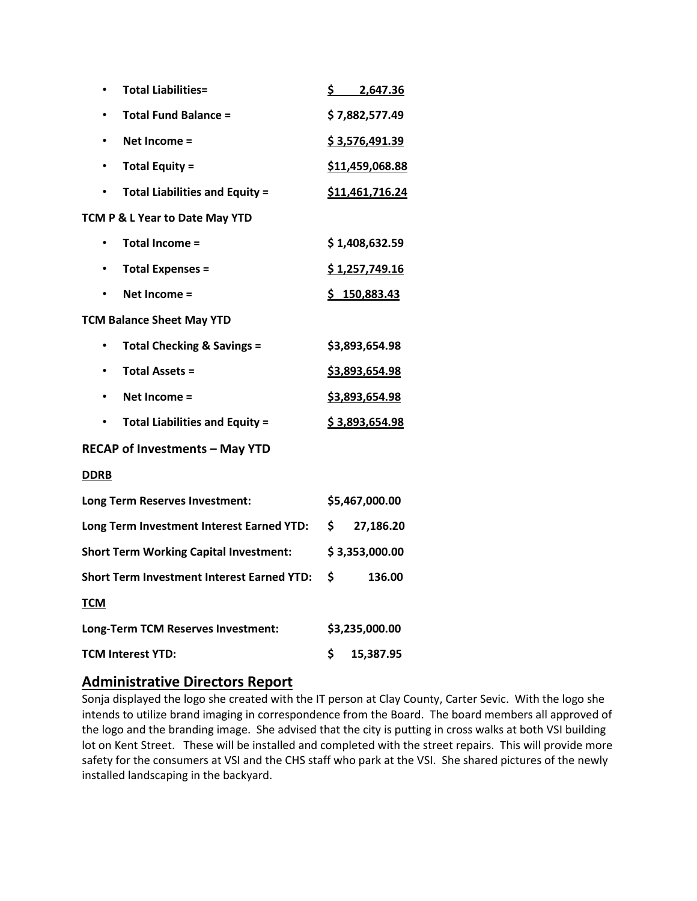- **Total Liabilities=** **$ 2,647.36**
- **Total Fund Balance =** **$ 7,882,577.49**
- **Net Income =** **$ 3,576,491.39**
- **Total Equity =** **$11,459,068.88**
- **Total Liabilities and Equity =** **$11,461,716.24**

**TCM P & L Year to Date May YTD**

- **Total Income =** **$ 1,408,632.59**
- **Total Expenses =** **$ 1,257,749.16**
- **Net Income =** **$ 150,883.43**

**TCM Balance Sheet May YTD**

- **Total Checking & Savings =** **$3,893,654.98**
- **Total Assets =** **$3,893,654.98**
- **Net Income =** **$3,893,654.98**
- **Total Liabilities and Equity =** **$ 3,893,654.98**

**RECAP of Investments – May YTD**

**DDRB**

| | |
|---|---|
| **Long Term Reserves Investment:** | **$5,467,000.00** |
| **Long Term Investment Interest Earned YTD:** | **$ 27,186.20** |
| **Short Term Working Capital Investment:** | **$ 3,353,000.00** |
| **Short Term Investment Interest Earned YTD:** | **$ 136.00** |

**TCM**

| | |
|---|---|
| **Long-Term TCM Reserves Investment:** | **$3,235,000.00** |
| **TCM Interest YTD:** | **$ 15,387.95** |

## Administrative Directors Report

Sonja displayed the logo she created with the IT person at Clay County, Carter Sevic. With the logo she intends to utilize brand imaging in correspondence from the Board. The board members all approved of the logo and the branding image. She advised that the city is putting in cross walks at both VSI building lot on Kent Street. These will be installed and completed with the street repairs. This will provide more safety for the consumers at VSI and the CHS staff who park at the VSI. She shared pictures of the newly installed landscaping in the backyard.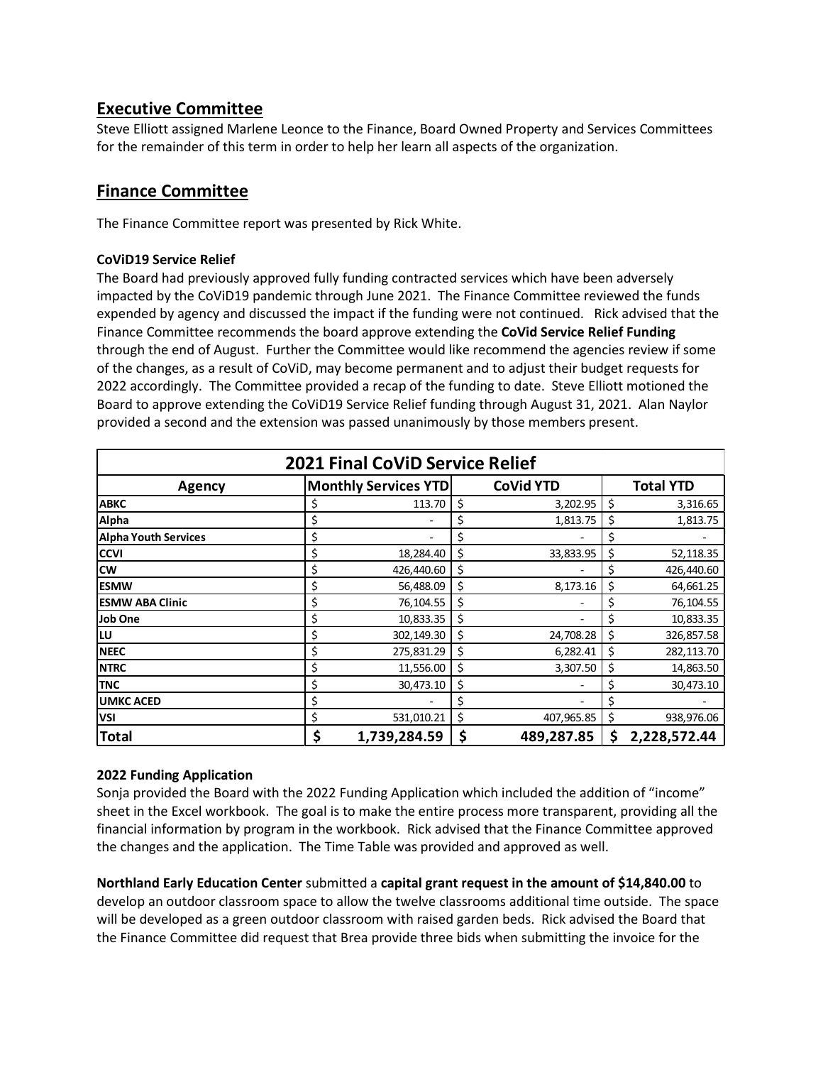## Executive Committee

Steve Elliott assigned Marlene Leonce to the Finance, Board Owned Property and Services Committees for the remainder of this term in order to help her learn all aspects of the organization.

## Finance Committee

The Finance Committee report was presented by Rick White.

**CoViD19 Service Relief**

The Board had previously approved fully funding contracted services which have been adversely impacted by the CoViD19 pandemic through June 2021. The Finance Committee reviewed the funds expended by agency and discussed the impact if the funding were not continued. Rick advised that the Finance Committee recommends the board approve extending the **CoVid Service Relief Funding** through the end of August. Further the Committee would like recommend the agencies review if some of the changes, as a result of CoViD, may become permanent and to adjust their budget requests for 2022 accordingly. The Committee provided a recap of the funding to date. Steve Elliott motioned the Board to approve extending the CoViD19 Service Relief funding through August 31, 2021. Alan Naylor provided a second and the extension was passed unanimously by those members present.

| 2021 Final CoViD Service Relief | | | |
|---|---|---|---|
| **Agency** | **Monthly Services YTD** | **CoVid YTD** | **Total YTD** |
| **ABKC** | $ 113.70 | $ 3,202.95 | $ 3,316.65 |
| **Alpha** | $ - | $ 1,813.75 | $ 1,813.75 |
| **Alpha Youth Services** | $ - | $ - | $ - |
| **CCVI** | $ 18,284.40 | $ 33,833.95 | $ 52,118.35 |
| **CW** | $ 426,440.60 | $ - | $ 426,440.60 |
| **ESMW** | $ 56,488.09 | $ 8,173.16 | $ 64,661.25 |
| **ESMW ABA Clinic** | $ 76,104.55 | $ - | $ 76,104.55 |
| **Job One** | $ 10,833.35 | $ - | $ 10,833.35 |
| **LU** | $ 302,149.30 | $ 24,708.28 | $ 326,857.58 |
| **NEEC** | $ 275,831.29 | $ 6,282.41 | $ 282,113.70 |
| **NTRC** | $ 11,556.00 | $ 3,307.50 | $ 14,863.50 |
| **TNC** | $ 30,473.10 | $ - | $ 30,473.10 |
| **UMKC ACED** | $ - | $ - | $ - |
| **VSI** | $ 531,010.21 | $ 407,965.85 | $ 938,976.06 |
| **Total** | **$ 1,739,284.59** | **$ 489,287.85** | **$ 2,228,572.44** |

**2022 Funding Application**

Sonja provided the Board with the 2022 Funding Application which included the addition of "income" sheet in the Excel workbook. The goal is to make the entire process more transparent, providing all the financial information by program in the workbook. Rick advised that the Finance Committee approved the changes and the application. The Time Table was provided and approved as well.

**Northland Early Education Center** submitted a **capital grant request in the amount of $14,840.00** to develop an outdoor classroom space to allow the twelve classrooms additional time outside. The space will be developed as a green outdoor classroom with raised garden beds. Rick advised the Board that the Finance Committee did request that Brea provide three bids when submitting the invoice for the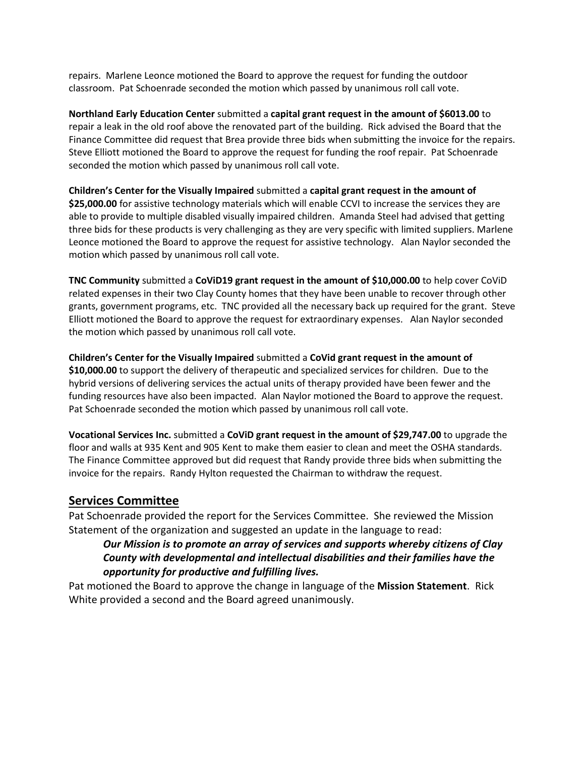repairs. Marlene Leonce motioned the Board to approve the request for funding the outdoor classroom. Pat Schoenrade seconded the motion which passed by unanimous roll call vote.

**Northland Early Education Center** submitted a **capital grant request in the amount of $6013.00** to repair a leak in the old roof above the renovated part of the building. Rick advised the Board that the Finance Committee did request that Brea provide three bids when submitting the invoice for the repairs. Steve Elliott motioned the Board to approve the request for funding the roof repair. Pat Schoenrade seconded the motion which passed by unanimous roll call vote.

**Children's Center for the Visually Impaired** submitted a **capital grant request in the amount of $25,000.00** for assistive technology materials which will enable CCVI to increase the services they are able to provide to multiple disabled visually impaired children. Amanda Steel had advised that getting three bids for these products is very challenging as they are very specific with limited suppliers. Marlene Leonce motioned the Board to approve the request for assistive technology. Alan Naylor seconded the motion which passed by unanimous roll call vote.

**TNC Community** submitted a **CoViD19 grant request in the amount of $10,000.00** to help cover CoViD related expenses in their two Clay County homes that they have been unable to recover through other grants, government programs, etc. TNC provided all the necessary back up required for the grant. Steve Elliott motioned the Board to approve the request for extraordinary expenses. Alan Naylor seconded the motion which passed by unanimous roll call vote.

**Children's Center for the Visually Impaired** submitted a **CoVid grant request in the amount of $10,000.00** to support the delivery of therapeutic and specialized services for children. Due to the hybrid versions of delivering services the actual units of therapy provided have been fewer and the funding resources have also been impacted. Alan Naylor motioned the Board to approve the request. Pat Schoenrade seconded the motion which passed by unanimous roll call vote.

**Vocational Services Inc.** submitted a **CoViD grant request in the amount of $29,747.00** to upgrade the floor and walls at 935 Kent and 905 Kent to make them easier to clean and meet the OSHA standards. The Finance Committee approved but did request that Randy provide three bids when submitting the invoice for the repairs. Randy Hylton requested the Chairman to withdraw the request.

## Services Committee

Pat Schoenrade provided the report for the Services Committee. She reviewed the Mission Statement of the organization and suggested an update in the language to read:

> ***Our Mission is to promote an array of services and supports whereby citizens of Clay County with developmental and intellectual disabilities and their families have the opportunity for productive and fulfilling lives.***

Pat motioned the Board to approve the change in language of the **Mission Statement**. Rick White provided a second and the Board agreed unanimously.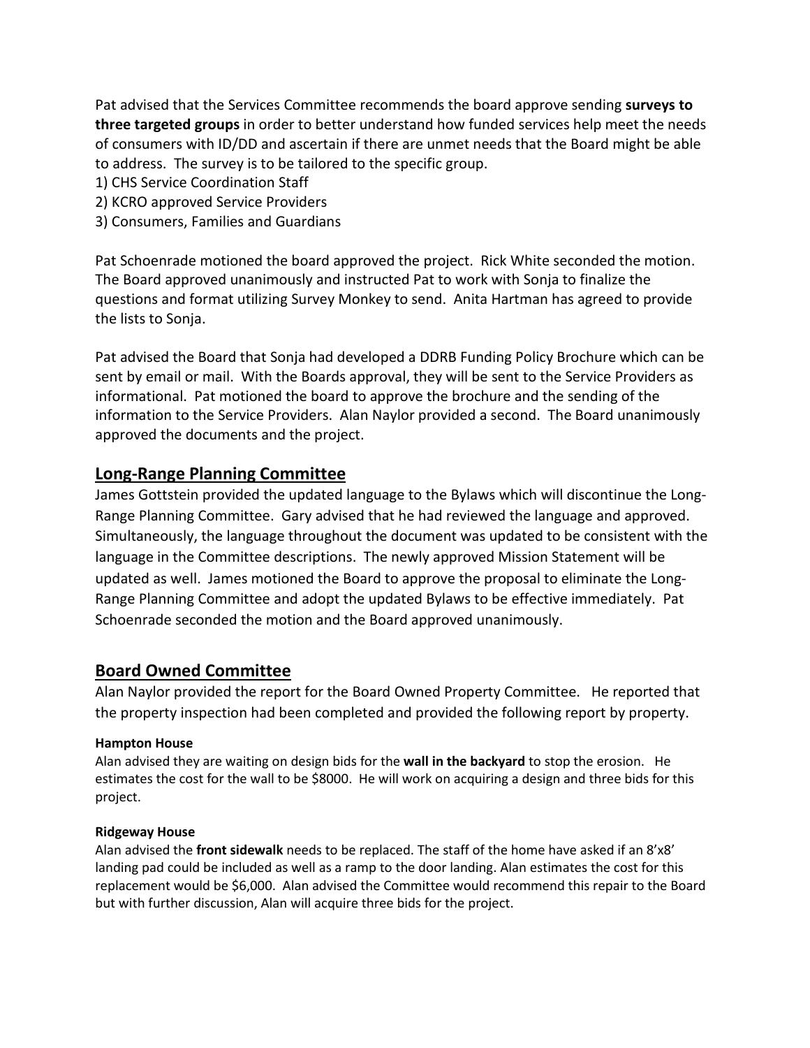Pat advised that the Services Committee recommends the board approve sending **surveys to three targeted groups** in order to better understand how funded services help meet the needs of consumers with ID/DD and ascertain if there are unmet needs that the Board might be able to address. The survey is to be tailored to the specific group.

1) CHS Service Coordination Staff
2) KCRO approved Service Providers
3) Consumers, Families and Guardians

Pat Schoenrade motioned the board approved the project. Rick White seconded the motion. The Board approved unanimously and instructed Pat to work with Sonja to finalize the questions and format utilizing Survey Monkey to send. Anita Hartman has agreed to provide the lists to Sonja.

Pat advised the Board that Sonja had developed a DDRB Funding Policy Brochure which can be sent by email or mail. With the Boards approval, they will be sent to the Service Providers as informational. Pat motioned the board to approve the brochure and the sending of the information to the Service Providers. Alan Naylor provided a second. The Board unanimously approved the documents and the project.

## Long-Range Planning Committee

James Gottstein provided the updated language to the Bylaws which will discontinue the Long-Range Planning Committee. Gary advised that he had reviewed the language and approved. Simultaneously, the language throughout the document was updated to be consistent with the language in the Committee descriptions. The newly approved Mission Statement will be updated as well. James motioned the Board to approve the proposal to eliminate the Long-Range Planning Committee and adopt the updated Bylaws to be effective immediately. Pat Schoenrade seconded the motion and the Board approved unanimously.

## Board Owned Committee

Alan Naylor provided the report for the Board Owned Property Committee. He reported that the property inspection had been completed and provided the following report by property.

#### Hampton House

Alan advised they are waiting on design bids for the **wall in the backyard** to stop the erosion. He estimates the cost for the wall to be $8000. He will work on acquiring a design and three bids for this project.

#### Ridgeway House

Alan advised the **front sidewalk** needs to be replaced. The staff of the home have asked if an 8'x8' landing pad could be included as well as a ramp to the door landing. Alan estimates the cost for this replacement would be $6,000. Alan advised the Committee would recommend this repair to the Board but with further discussion, Alan will acquire three bids for the project.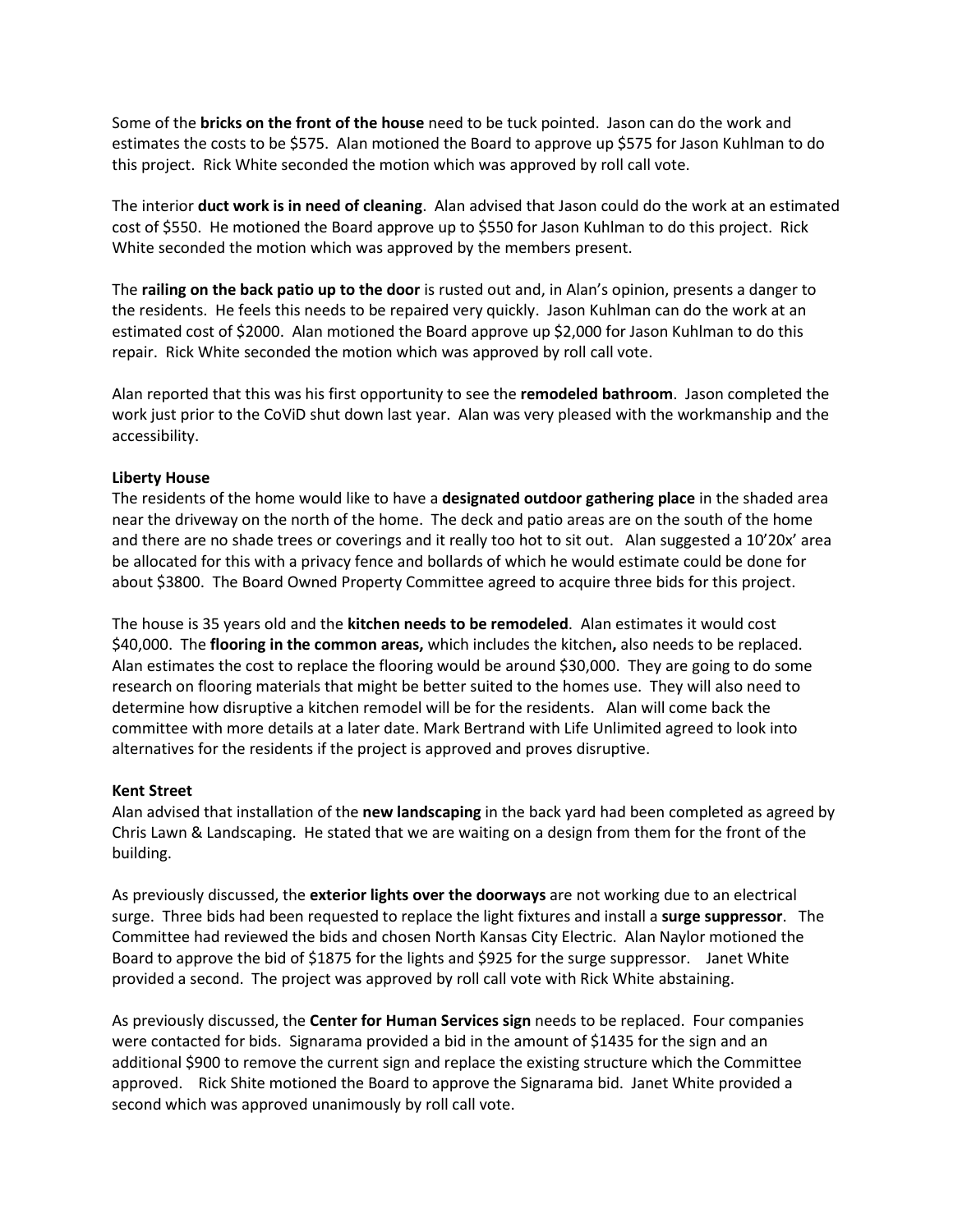Some of the **bricks on the front of the house** need to be tuck pointed. Jason can do the work and estimates the costs to be $575. Alan motioned the Board to approve up $575 for Jason Kuhlman to do this project. Rick White seconded the motion which was approved by roll call vote.

The interior **duct work is in need of cleaning**. Alan advised that Jason could do the work at an estimated cost of $550. He motioned the Board approve up to $550 for Jason Kuhlman to do this project. Rick White seconded the motion which was approved by the members present.

The **railing on the back patio up to the door** is rusted out and, in Alan's opinion, presents a danger to the residents. He feels this needs to be repaired very quickly. Jason Kuhlman can do the work at an estimated cost of $2000. Alan motioned the Board approve up $2,000 for Jason Kuhlman to do this repair. Rick White seconded the motion which was approved by roll call vote.

Alan reported that this was his first opportunity to see the **remodeled bathroom**. Jason completed the work just prior to the CoViD shut down last year. Alan was very pleased with the workmanship and the accessibility.

**Liberty House**

The residents of the home would like to have a **designated outdoor gathering place** in the shaded area near the driveway on the north of the home. The deck and patio areas are on the south of the home and there are no shade trees or coverings and it really too hot to sit out. Alan suggested a 10'20x' area be allocated for this with a privacy fence and bollards of which he would estimate could be done for about $3800. The Board Owned Property Committee agreed to acquire three bids for this project.

The house is 35 years old and the **kitchen needs to be remodeled**. Alan estimates it would cost $40,000. The **flooring in the common areas,** which includes the kitchen**,** also needs to be replaced. Alan estimates the cost to replace the flooring would be around $30,000. They are going to do some research on flooring materials that might be better suited to the homes use. They will also need to determine how disruptive a kitchen remodel will be for the residents. Alan will come back the committee with more details at a later date. Mark Bertrand with Life Unlimited agreed to look into alternatives for the residents if the project is approved and proves disruptive.

**Kent Street**

Alan advised that installation of the **new landscaping** in the back yard had been completed as agreed by Chris Lawn & Landscaping. He stated that we are waiting on a design from them for the front of the building.

As previously discussed, the **exterior lights over the doorways** are not working due to an electrical surge. Three bids had been requested to replace the light fixtures and install a **surge suppressor**. The Committee had reviewed the bids and chosen North Kansas City Electric. Alan Naylor motioned the Board to approve the bid of $1875 for the lights and $925 for the surge suppressor. Janet White provided a second. The project was approved by roll call vote with Rick White abstaining.

As previously discussed, the **Center for Human Services sign** needs to be replaced. Four companies were contacted for bids. Signarama provided a bid in the amount of $1435 for the sign and an additional $900 to remove the current sign and replace the existing structure which the Committee approved. Rick Shite motioned the Board to approve the Signarama bid. Janet White provided a second which was approved unanimously by roll call vote.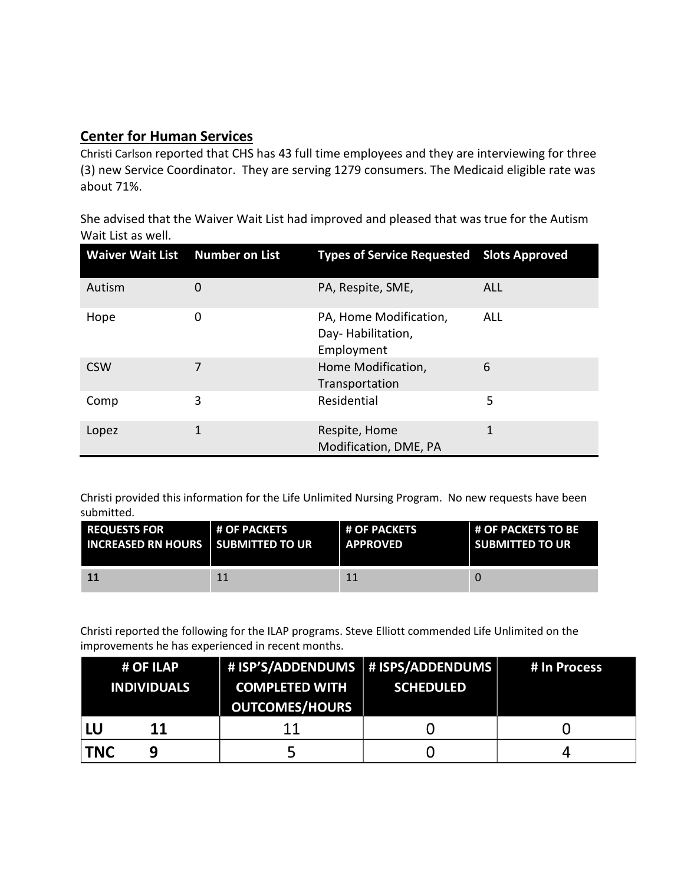## Center for Human Services

Christi Carlson reported that CHS has 43 full time employees and they are interviewing for three (3) new Service Coordinator. They are serving 1279 consumers. The Medicaid eligible rate was about 71%.

She advised that the Waiver Wait List had improved and pleased that was true for the Autism Wait List as well.

| Waiver Wait List | Number on List | Types of Service Requested | Slots Approved |
|---|---|---|---|
| Autism | 0 | PA, Respite, SME, | ALL |
| Hope | 0 | PA, Home Modification, Day- Habilitation, Employment | ALL |
| CSW | 7 | Home Modification, Transportation | 6 |
| Comp | 3 | Residential | 5 |
| Lopez | 1 | Respite, Home Modification, DME, PA | 1 |

Christi provided this information for the Life Unlimited Nursing Program. No new requests have been submitted.

| REQUESTS FOR INCREASED RN HOURS | # OF PACKETS SUBMITTED TO UR | # OF PACKETS APPROVED | # OF PACKETS TO BE SUBMITTED TO UR |
|---|---|---|---|
| **11** | 11 | 11 | 0 |

Christi reported the following for the ILAP programs. Steve Elliott commended Life Unlimited on the improvements he has experienced in recent months.

| # OF ILAP INDIVIDUALS | | # ISP'S/ADDENDUMS COMPLETED WITH OUTCOMES/HOURS | # ISPS/ADDENDUMS SCHEDULED | # In Process |
|---|---|---|---|---|
| **LU** | **11** | 11 | 0 | 0 |
| **TNC** | **9** | 5 | 0 | 4 |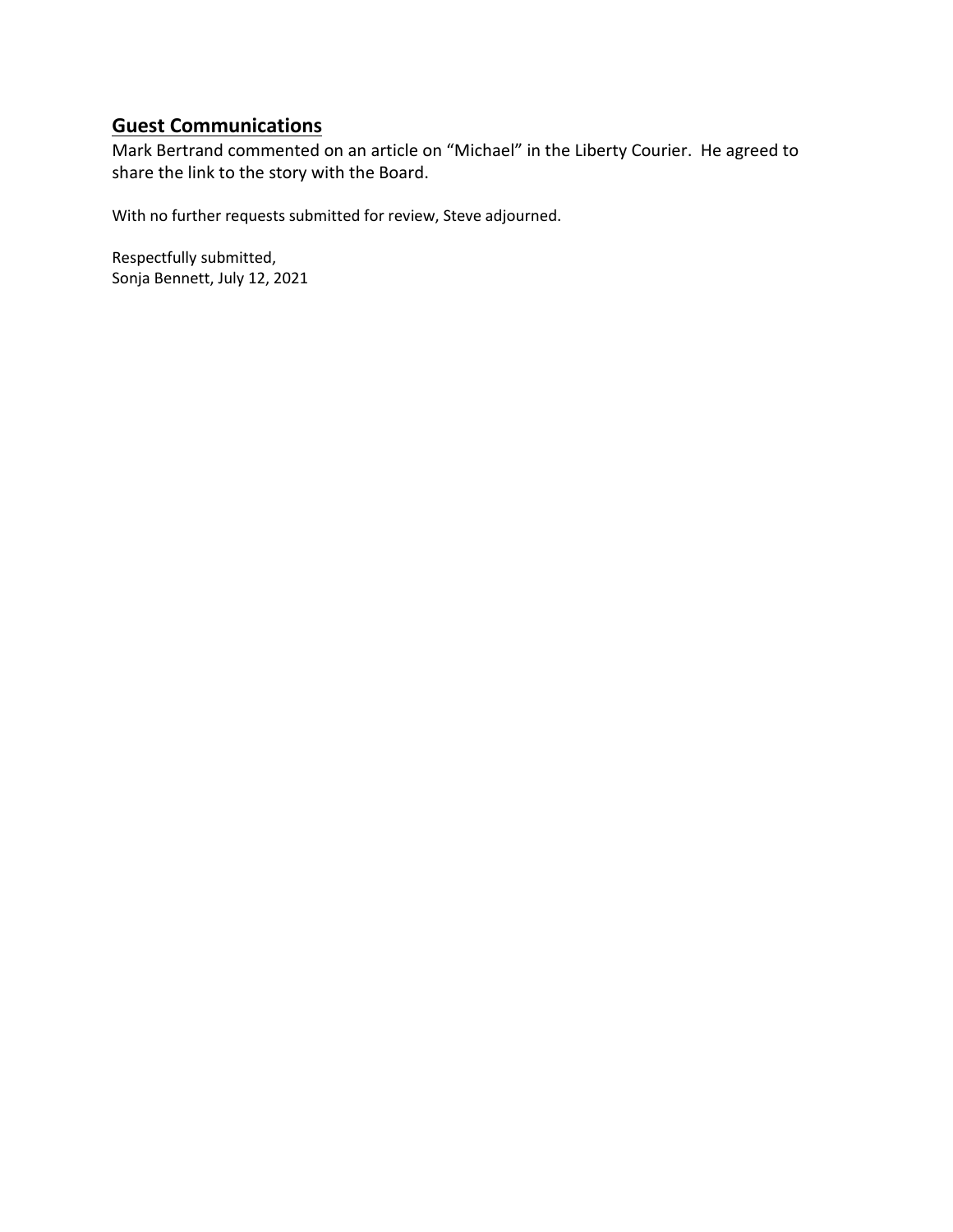## **Guest Communications**

Mark Bertrand commented on an article on "Michael" in the Liberty Courier. He agreed to share the link to the story with the Board.

With no further requests submitted for review, Steve adjourned.

Respectfully submitted,
Sonja Bennett, July 12, 2021